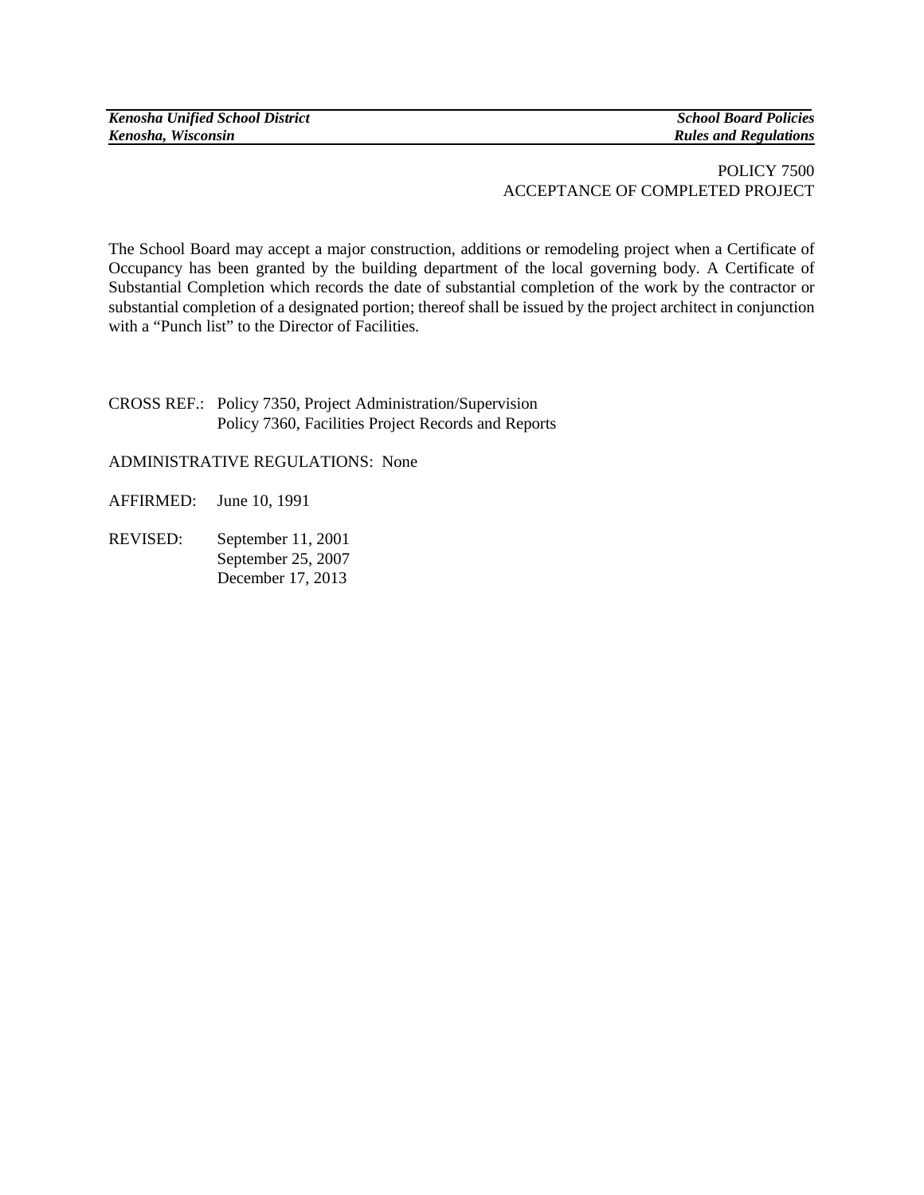POLICY 7500
ACCEPTANCE OF COMPLETED PROJECT

The School Board may accept a major construction, additions or remodeling project when a Certificate of Occupancy has been granted by the building department of the local governing body. A Certificate of Substantial Completion which records the date of substantial completion of the work by the contractor or substantial completion of a designated portion; thereof shall be issued by the project architect in conjunction with a "Punch list" to the Director of Facilities.

CROSS REF.: Policy 7350, Project Administration/Supervision
Policy 7360, Facilities Project Records and Reports

ADMINISTRATIVE REGULATIONS: None

AFFIRMED: June 10, 1991

REVISED: September 11, 2001
September 25, 2007
December 17, 2013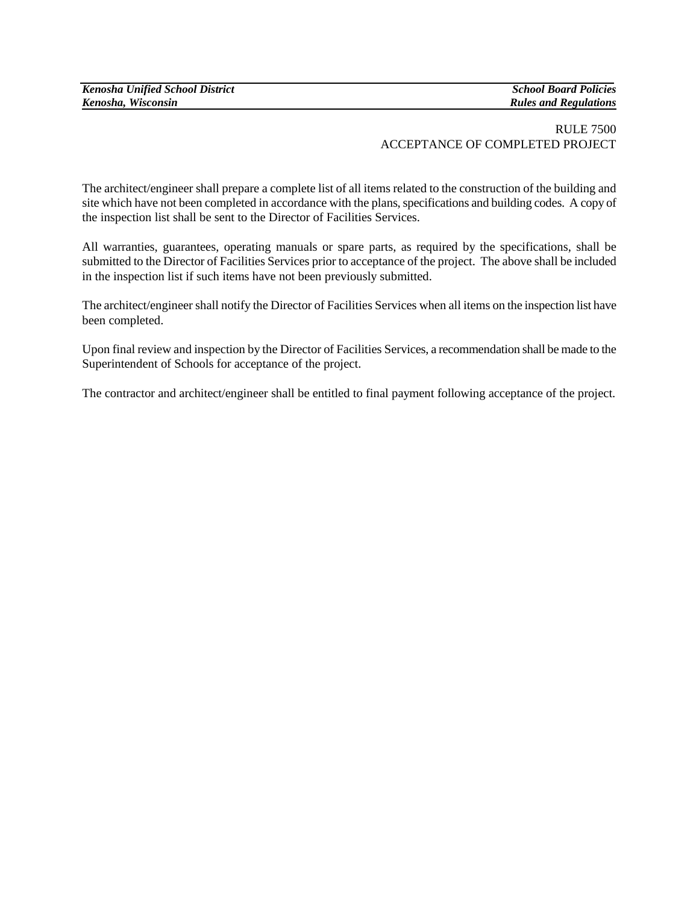RULE 7500
ACCEPTANCE OF COMPLETED PROJECT

The architect/engineer shall prepare a complete list of all items related to the construction of the building and site which have not been completed in accordance with the plans, specifications and building codes. A copy of the inspection list shall be sent to the Director of Facilities Services.

All warranties, guarantees, operating manuals or spare parts, as required by the specifications, shall be submitted to the Director of Facilities Services prior to acceptance of the project. The above shall be included in the inspection list if such items have not been previously submitted.

The architect/engineer shall notify the Director of Facilities Services when all items on the inspection list have been completed.

Upon final review and inspection by the Director of Facilities Services, a recommendation shall be made to the Superintendent of Schools for acceptance of the project.

The contractor and architect/engineer shall be entitled to final payment following acceptance of the project.